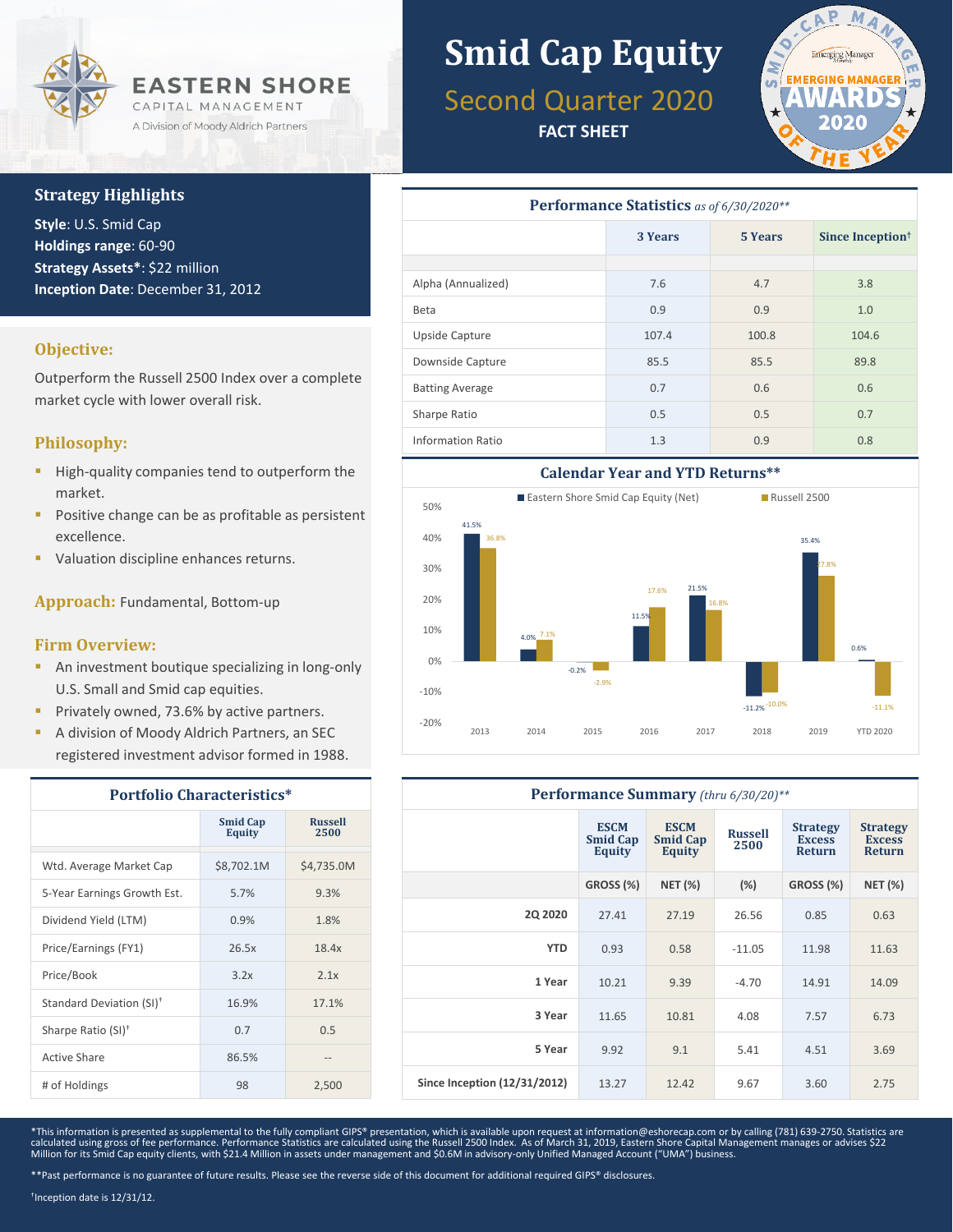# EASTERN SHORE

CAPITAL MANAGEMENT

A Division of Moody Aldrich Partners

# Smid Cap Equity

## Second Quarter 2020

**FACT SHEET**

SMID-CAP MANAGER Emerging Manager EMERGING MANAGER AWARDS 2020 OF THE YEAR

## Strategy Highlights

**Style**: U.S. Smid Cap
**Holdings range**: 60-90
**Strategy Assets***: $22 million
**Inception Date**: December 31, 2012

### Objective:

Outperform the Russell 2500 Index over a complete market cycle with lower overall risk.

### Philosophy:

- High-quality companies tend to outperform the market.
- Positive change can be as profitable as persistent excellence.
- Valuation discipline enhances returns.

### Approach: Fundamental, Bottom-up

### Firm Overview:

- An investment boutique specializing in long-only U.S. Small and Smid cap equities.
- Privately owned, 73.6% by active partners.
- A division of Moody Aldrich Partners, an SEC registered investment advisor formed in 1988.

### Portfolio Characteristics*

| | Smid Cap Equity | Russell 2500 |
|---|---|---|
| Wtd. Average Market Cap | $8,702.1M | $4,735.0M |
| 5-Year Earnings Growth Est. | 5.7% | 9.3% |
| Dividend Yield (LTM) | 0.9% | 1.8% |
| Price/Earnings (FY1) | 26.5x | 18.4x |
| Price/Book | 3.2x | 2.1x |
| Standard Deviation (SI)† | 16.9% | 17.1% |
| Sharpe Ratio (SI)† | 0.7 | 0.5 |
| Active Share | 86.5% | -- |
| # of Holdings | 98 | 2,500 |

### Performance Statistics *as of 6/30/2020***

| | 3 Years | 5 Years | Since Inception† |
|---|---|---|---|
| Alpha (Annualized) | 7.6 | 4.7 | 3.8 |
| Beta | 0.9 | 0.9 | 1.0 |
| Upside Capture | 107.4 | 100.8 | 104.6 |
| Downside Capture | 85.5 | 85.5 | 89.8 |
| Batting Average | 0.7 | 0.6 | 0.6 |
| Sharpe Ratio | 0.5 | 0.5 | 0.7 |
| Information Ratio | 1.3 | 0.9 | 0.8 |

### Calendar Year and YTD Returns**

| | Eastern Shore Smid Cap Equity (Net) | Russell 2500 |
|---|---|---|
| 2013 | 41.5% | 36.8% |
| 2014 | 4.0% | 7.1% |
| 2015 | -0.2% | -2.9% |
| 2016 | 11.5% | 17.6% |
| 2017 | 21.5% | 16.8% |
| 2018 | -11.2% | -10.0% |
| 2019 | 35.4% | 27.8% |
| YTD 2020 | 0.6% | -11.1% |

### Performance Summary *(thru 6/30/20)***

| | ESCM Smid Cap Equity | ESCM Smid Cap Equity | Russell 2500 | Strategy Excess Return | Strategy Excess Return |
|---|---|---|---|---|---|
| | GROSS (%) | NET (%) | (%) | GROSS (%) | NET (%) |
| 2Q 2020 | 27.41 | 27.19 | 26.56 | 0.85 | 0.63 |
| YTD | 0.93 | 0.58 | -11.05 | 11.98 | 11.63 |
| 1 Year | 10.21 | 9.39 | -4.70 | 14.91 | 14.09 |
| 3 Year | 11.65 | 10.81 | 4.08 | 7.57 | 6.73 |
| 5 Year | 9.92 | 9.1 | 5.41 | 4.51 | 3.69 |
| Since Inception (12/31/2012) | 13.27 | 12.42 | 9.67 | 3.60 | 2.75 |

*This information is presented as supplemental to the fully compliant GIPS® presentation, which is available upon request at information@eshorecap.com or by calling (781) 639-2750. Statistics are calculated using gross of fee performance. Performance Statistics are calculated using the Russell 2500 Index. As of March 31, 2019, Eastern Shore Capital Management manages or advises $22 Million for its Smid Cap equity clients, with $21.4 Million in assets under management and $0.6M in advisory-only Unified Managed Account ("UMA") business.

**Past performance is no guarantee of future results. Please see the reverse side of this document for additional required GIPS® disclosures.

†Inception date is 12/31/12.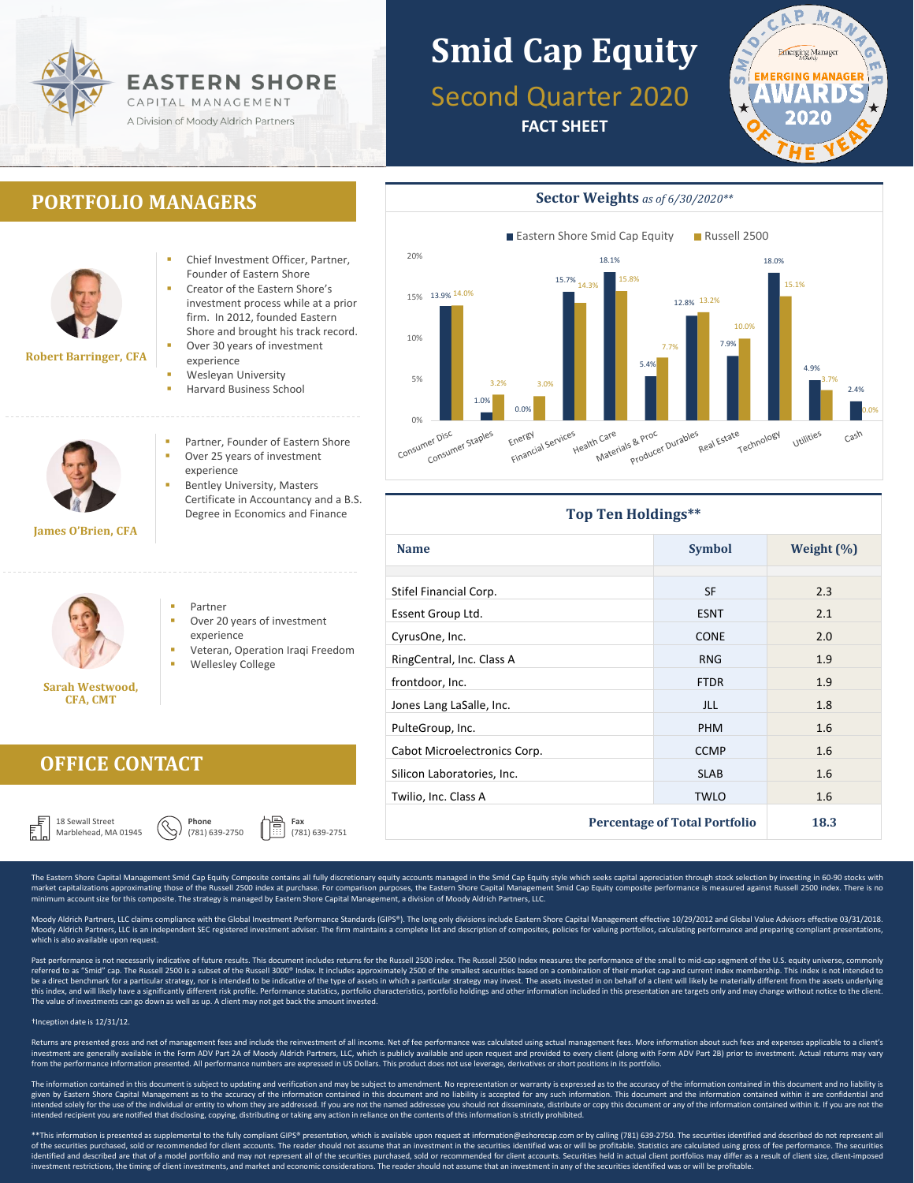EASTERN SHORE
CAPITAL MANAGEMENT
A Division of Moody Aldrich Partners

# Smid Cap Equity

## Second Quarter 2020

**FACT SHEET**

SMID-CAP MANAGER OF THE YEAR
Emerging Manager Monthly
EMERGING MANAGER AWARDS 2020

## PORTFOLIO MANAGERS

**Robert Barringer, CFA**

- Chief Investment Officer, Partner, Founder of Eastern Shore
- Creator of the Eastern Shore's investment process while at a prior firm. In 2012, founded Eastern Shore and brought his track record.
- Over 30 years of investment experience
- Wesleyan University
- Harvard Business School

**James O'Brien, CFA**

- Partner, Founder of Eastern Shore
- Over 25 years of investment experience
- Bentley University, Masters Certificate in Accountancy and a B.S. Degree in Economics and Finance

**Sarah Westwood, CFA, CMT**

- Partner
- Over 20 years of investment experience
- Veteran, Operation Iraqi Freedom
- Wellesley College

## OFFICE CONTACT

18 Sewall Street
Marblehead, MA 01945

**Phone**
(781) 639-2750

**Fax**
(781) 639-2751

## Sector Weights *as of 6/30/2020***

Eastern Shore Smid Cap Equity
Russell 2500

20%
15%
10%
5%
0%

Consumer Disc 13.9% 14.0%
Consumer Staples 1.0% 3.2%
Energy 0.0% 3.0%
Financial Services 15.7% 14.3%
Health Care 18.1% 15.8%
Materials & Proc 5.4% 7.7%
Producer Durables 12.8% 13.2%
Real Estate 7.9% 10.0%
Technology 18.0% 15.1%
Utilities 4.9% 3.7%
Cash 2.4% 0.0%

## Top Ten Holdings**

| Name | Symbol | Weight (%) |
| --- | --- | --- |
| Stifel Financial Corp. | SF | 2.3 |
| Essent Group Ltd. | ESNT | 2.1 |
| CyrusOne, Inc. | CONE | 2.0 |
| RingCentral, Inc. Class A | RNG | 1.9 |
| frontdoor, Inc. | FTDR | 1.9 |
| Jones Lang LaSalle, Inc. | JLL | 1.8 |
| PulteGroup, Inc. | PHM | 1.6 |
| Cabot Microelectronics Corp. | CCMP | 1.6 |
| Silicon Laboratories, Inc. | SLAB | 1.6 |
| Twilio, Inc. Class A | TWLO | 1.6 |
| **Percentage of Total Portfolio** | | **18.3** |

The Eastern Shore Capital Management Smid Cap Equity Composite contains all fully discretionary equity accounts managed in the Smid Cap Equity style which seeks capital appreciation through stock selection by investing in 60-90 stocks with market capitalizations approximating those of the Russell 2500 index at purchase. For comparison purposes, the Eastern Shore Capital Management Smid Cap Equity composite performance is measured against Russell 2500 index. There is no minimum account size for this composite. The strategy is managed by Eastern Shore Capital Management, a division of Moody Aldrich Partners, LLC.

Moody Aldrich Partners, LLC claims compliance with the Global Investment Performance Standards (GIPS®). The long only divisions include Eastern Shore Capital Management effective 10/29/2012 and Global Value Advisors effective 03/31/2018. Moody Aldrich Partners, LLC is an independent SEC registered investment adviser. The firm maintains a complete list and description of composites, policies for valuing portfolios, calculating performance and preparing compliant presentations, which is also available upon request.

Past performance is not necessarily indicative of future results. This document includes returns for the Russell 2500 index. The Russell 2500 Index measures the performance of the small to mid-cap segment of the U.S. equity universe, commonly referred to as "Smid" cap. The Russell 2500 is a subset of the Russell 3000® Index. It includes approximately 2500 of the smallest securities based on a combination of their market cap and current index membership. This index is not intended to be a direct benchmark for a particular strategy, nor is intended to be indicative of the type of assets in which a particular strategy may invest. The assets invested in on behalf of a client will likely be materially different from the assets underlying this index, and will likely have a significantly different risk profile. Performance statistics, portfolio characteristics, portfolio holdings and other information included in this presentation are targets only and may change without notice to the client. The value of investments can go down as well as up. A client may not get back the amount invested.

†Inception date is 12/31/12.

Returns are presented gross and net of management fees and include the reinvestment of all income. Net of fee performance was calculated using actual management fees. More information about such fees and expenses applicable to a client's investment are generally available in the Form ADV Part 2A of Moody Aldrich Partners, LLC, which is publicly available and upon request and provided to every client (along with Form ADV Part 2B) prior to investment. Actual returns may vary from the performance information presented. All performance numbers are expressed in US Dollars. This product does not use leverage, derivatives or short positions in its portfolio.

The information contained in this document is subject to updating and verification and may be subject to amendment. No representation or warranty is expressed as to the accuracy of the information contained in this document and no liability is given by Eastern Shore Capital Management as to the accuracy of the information contained in this document and no liability is accepted for any such information. This document and the information contained within it are confidential and intended solely for the use of the individual or entity to whom they are addressed. If you are not the named addressee you should not disseminate, distribute or copy this document or any of the information contained within it. If you are not the intended recipient you are notified that disclosing, copying, distributing or taking any action in reliance on the contents of this information is strictly prohibited.

**This information is presented as supplemental to the fully compliant GIPS® presentation, which is available upon request at information@eshorecap.com or by calling (781) 639-2750. The securities identified and described do not represent all of the securities purchased, sold or recommended for client accounts. The reader should not assume that an investment in the securities identified was or will be profitable. Statistics are calculated using gross of fee performance. The securities identified and described are that of a model portfolio and may not represent all of the securities purchased, sold or recommended for client accounts. Securities held in actual client portfolios may differ as a result of client size, client-imposed investment restrictions, the timing of client investments, and market and economic considerations. The reader should not assume that an investment in any of the securities identified was or will be profitable.